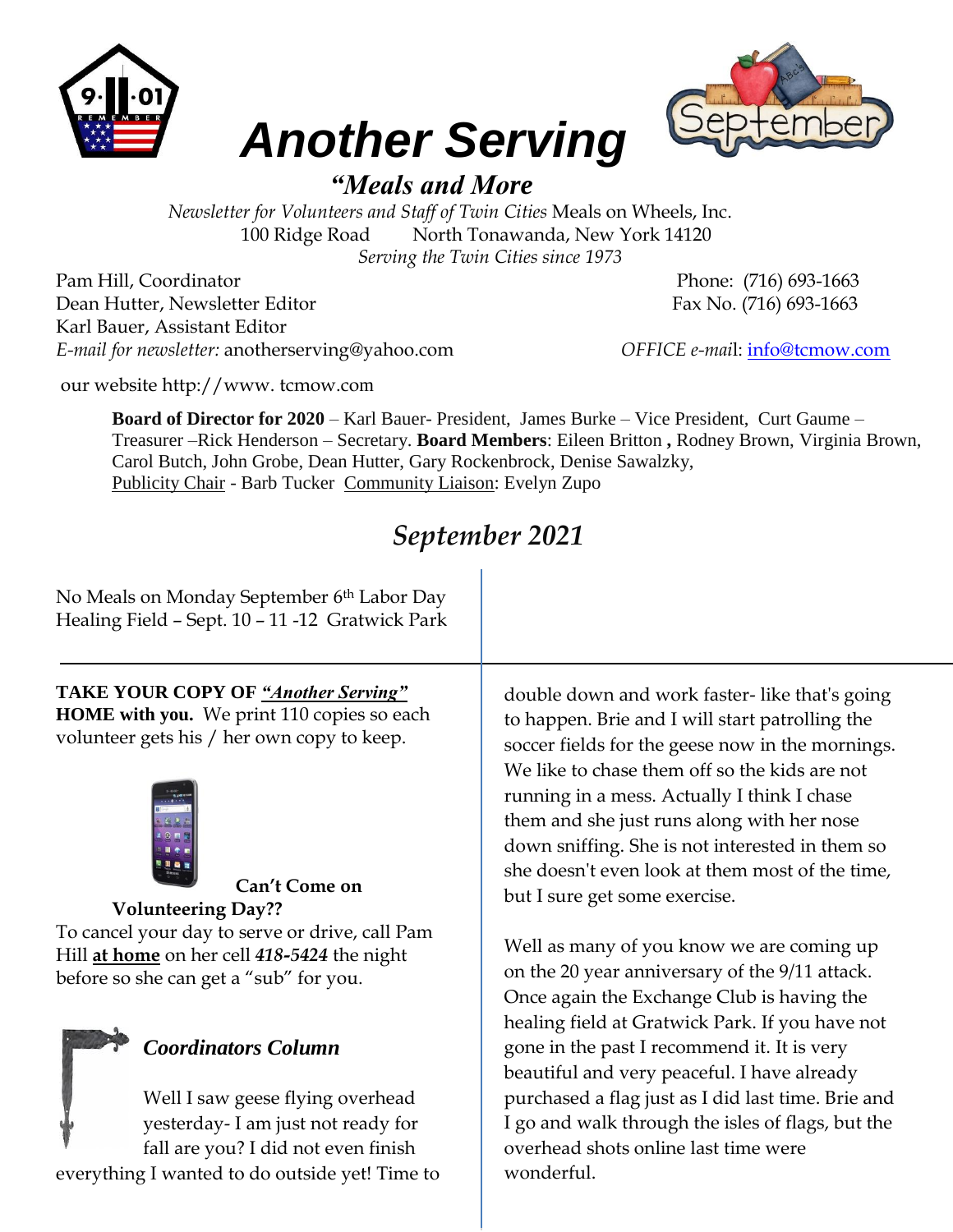# Another Serving

## *"Meals and More*

*Newsletter for Volunteers and Staff of Twin Cities* Meals on Wheels, Inc.
100 Ridge Road     North Tonawanda, New York 14120
*Serving the Twin Cities since 1973*

Pam Hill, Coordinator
Dean Hutter, Newsletter Editor
Karl Bauer, Assistant Editor
*E-mail for newsletter:* anotherserving@yahoo.com

Phone: (716) 693-1663
Fax No. (716) 693-1663
*OFFICE e-mai*l: info@tcmow.com

our website http://www. tcmow.com

**Board of Director for 2020** – Karl Bauer- President, James Burke – Vice President, Curt Gaume – Treasurer –Rick Henderson – Secretary. **Board Members**: Eileen Britton **,** Rodney Brown, Virginia Brown, Carol Butch, John Grobe, Dean Hutter, Gary Rockenbrock, Denise Sawalzky, Publicity Chair - Barb Tucker Community Liaison: Evelyn Zupo

## *September 2021*

No Meals on Monday September 6th Labor Day
Healing Field – Sept. 10 – 11 -12 Gratwick Park

---

**TAKE YOUR COPY OF *"Another Serving"* HOME with you.** We print 110 copies so each volunteer gets his / her own copy to keep.

**Can't Come on Volunteering Day??**

To cancel your day to serve or drive, call Pam Hill **at home** on her cell ***418-5424*** the night before so she can get a "sub" for you.

### *Coordinators Column*

Well I saw geese flying overhead yesterday- I am just not ready for fall are you? I did not even finish everything I wanted to do outside yet! Time to double down and work faster- like that's going to happen. Brie and I will start patrolling the soccer fields for the geese now in the mornings. We like to chase them off so the kids are not running in a mess. Actually I think I chase them and she just runs along with her nose down sniffing. She is not interested in them so she doesn't even look at them most of the time, but I sure get some exercise.

Well as many of you know we are coming up on the 20 year anniversary of the 9/11 attack. Once again the Exchange Club is having the healing field at Gratwick Park. If you have not gone in the past I recommend it. It is very beautiful and very peaceful. I have already purchased a flag just as I did last time. Brie and I go and walk through the isles of flags, but the overhead shots online last time were wonderful.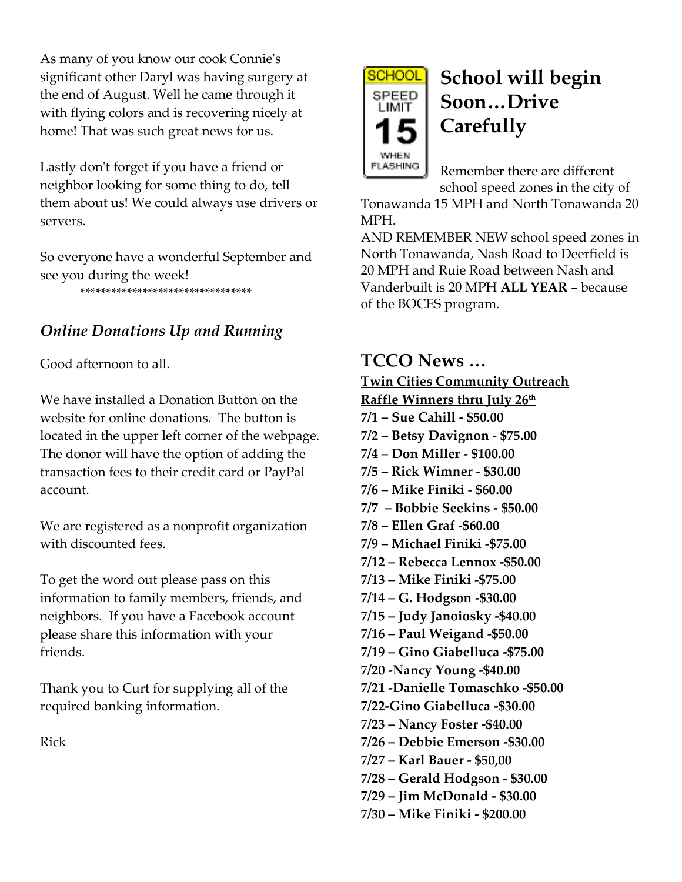As many of you know our cook Connie's significant other Daryl was having surgery at the end of August. Well he came through it with flying colors and is recovering nicely at home! That was such great news for us.

Lastly don't forget if you have a friend or neighbor looking for some thing to do, tell them about us! We could always use drivers or servers.

So everyone have a wonderful September and see you during the week!

*********************************

## *Online Donations Up and Running*

Good afternoon to all.

We have installed a Donation Button on the website for online donations. The button is located in the upper left corner of the webpage. The donor will have the option of adding the transaction fees to their credit card or PayPal account.

We are registered as a nonprofit organization with discounted fees.

To get the word out please pass on this information to family members, friends, and neighbors. If you have a Facebook account please share this information with your friends.

Thank you to Curt for supplying all of the required banking information.

Rick

## School will begin Soon…Drive Carefully

Remember there are different school speed zones in the city of Tonawanda 15 MPH and North Tonawanda 20 MPH.

AND REMEMBER NEW school speed zones in North Tonawanda, Nash Road to Deerfield is 20 MPH and Ruie Road between Nash and Vanderbuilt is 20 MPH **ALL YEAR** – because of the BOCES program.

## TCCO News …

**Twin Cities Community Outreach Raffle Winners thru July 26th**

**7/1 – Sue Cahill - $50.00**
**7/2 – Betsy Davignon - $75.00**
**7/4 – Don Miller - $100.00**
**7/5 – Rick Wimner - $30.00**
**7/6 – Mike Finiki - $60.00**
**7/7 – Bobbie Seekins - $50.00**
**7/8 – Ellen Graf -$60.00**
**7/9 – Michael Finiki -$75.00**
**7/12 – Rebecca Lennox -$50.00**
**7/13 – Mike Finiki -$75.00**
**7/14 – G. Hodgson -$30.00**
**7/15 – Judy Janoiosky -$40.00**
**7/16 – Paul Weigand -$50.00**
**7/19 – Gino Giabelluca -$75.00**
**7/20 -Nancy Young -$40.00**
**7/21 -Danielle Tomaschko -$50.00**
**7/22-Gino Giabelluca -$30.00**
**7/23 – Nancy Foster -$40.00**
**7/26 – Debbie Emerson -$30.00**
**7/27 – Karl Bauer - $50,00**
**7/28 – Gerald Hodgson - $30.00**
**7/29 – Jim McDonald - $30.00**
**7/30 – Mike Finiki - $200.00**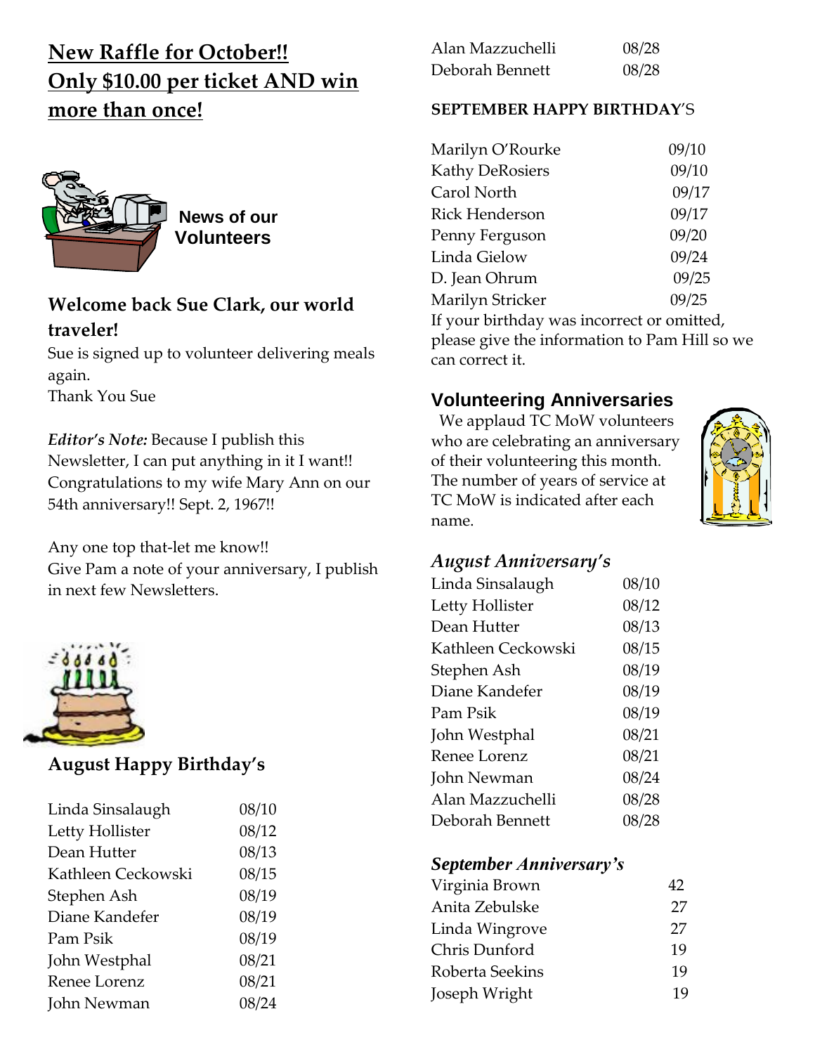## New Raffle for October!!
## Only $10.00 per ticket AND win more than once!

### News of our Volunteers

### Welcome back Sue Clark, our world traveler!

Sue is signed up to volunteer delivering meals again.
Thank You Sue

*Editor's Note:* Because I publish this Newsletter, I can put anything in it I want!! Congratulations to my wife Mary Ann on our 54th anniversary!! Sept. 2, 1967!!

Any one top that-let me know!!
Give Pam a note of your anniversary, I publish in next few Newsletters.

### August Happy Birthday's

| | |
|---|---|
| Linda Sinsalaugh | 08/10 |
| Letty Hollister | 08/12 |
| Dean Hutter | 08/13 |
| Kathleen Ceckowski | 08/15 |
| Stephen Ash | 08/19 |
| Diane Kandefer | 08/19 |
| Pam Psik | 08/19 |
| John Westphal | 08/21 |
| Renee Lorenz | 08/21 |
| John Newman | 08/24 |
| Alan Mazzuchelli | 08/28 |
| Deborah Bennett | 08/28 |

### SEPTEMBER HAPPY BIRTHDAY'S

| | |
|---|---|
| Marilyn O'Rourke | 09/10 |
| Kathy DeRosiers | 09/10 |
| Carol North | 09/17 |
| Rick Henderson | 09/17 |
| Penny Ferguson | 09/20 |
| Linda Gielow | 09/24 |
| D. Jean Ohrum | 09/25 |
| Marilyn Stricker | 09/25 |

If your birthday was incorrect or omitted, please give the information to Pam Hill so we can correct it.

### Volunteering Anniversaries

We applaud TC MoW volunteers who are celebrating an anniversary of their volunteering this month. The number of years of service at TC MoW is indicated after each name.

### *August Anniversary's*

| | |
|---|---|
| Linda Sinsalaugh | 08/10 |
| Letty Hollister | 08/12 |
| Dean Hutter | 08/13 |
| Kathleen Ceckowski | 08/15 |
| Stephen Ash | 08/19 |
| Diane Kandefer | 08/19 |
| Pam Psik | 08/19 |
| John Westphal | 08/21 |
| Renee Lorenz | 08/21 |
| John Newman | 08/24 |
| Alan Mazzuchelli | 08/28 |
| Deborah Bennett | 08/28 |

### *September Anniversary's*

| | |
|---|---|
| Virginia Brown | 42 |
| Anita Zebulske | 27 |
| Linda Wingrove | 27 |
| Chris Dunford | 19 |
| Roberta Seekins | 19 |
| Joseph Wright | 19 |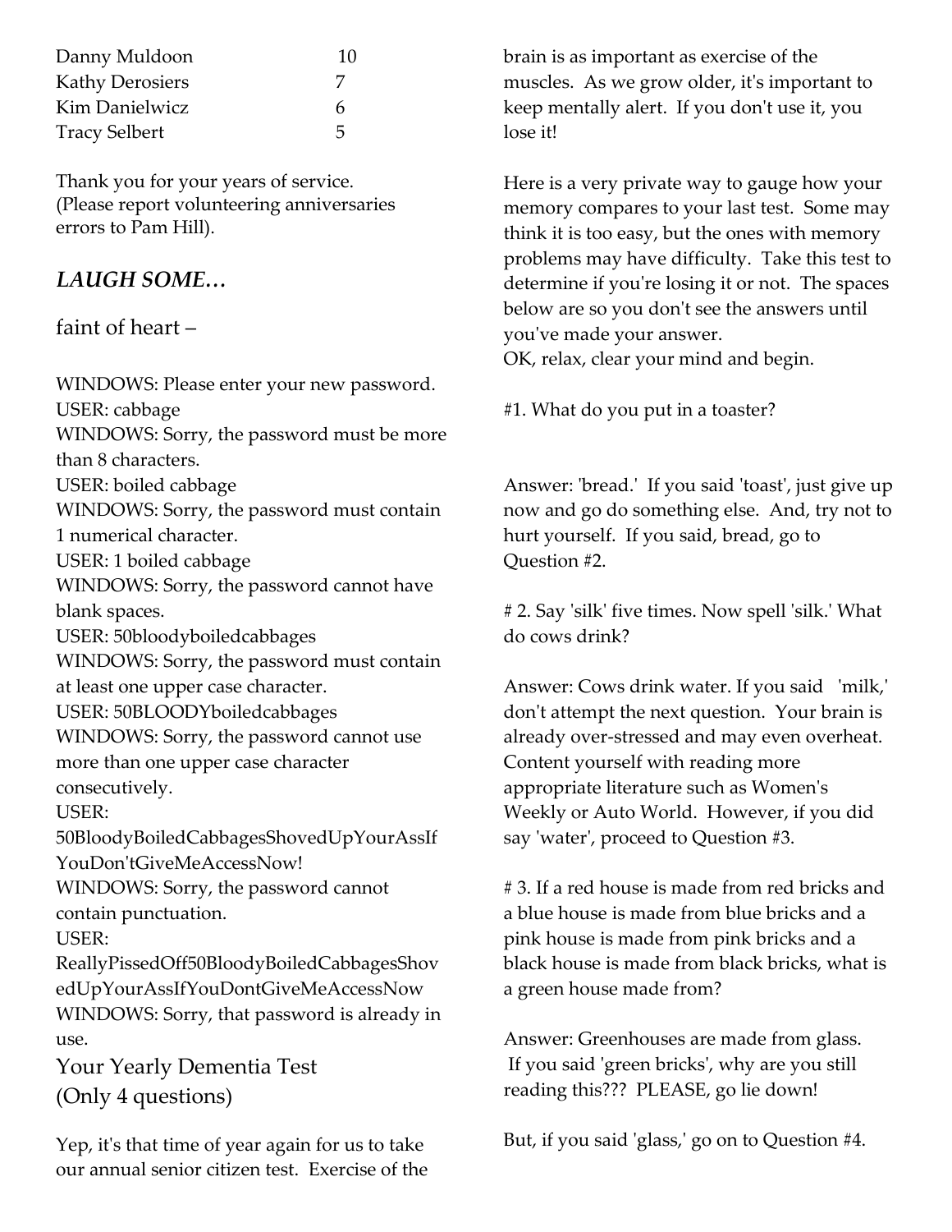| | |
|---|---|
| Danny Muldoon | 10 |
| Kathy Derosiers | 7 |
| Kim Danielwicz | 6 |
| Tracy Selbert | 5 |

Thank you for your years of service. (Please report volunteering anniversaries errors to Pam Hill).

## *LAUGH SOME…*

faint of heart –

WINDOWS: Please enter your new password.
USER: cabbage
WINDOWS: Sorry, the password must be more than 8 characters.
USER: boiled cabbage
WINDOWS: Sorry, the password must contain 1 numerical character.
USER: 1 boiled cabbage
WINDOWS: Sorry, the password cannot have blank spaces.
USER: 50bloodyboiledcabbages
WINDOWS: Sorry, the password must contain at least one upper case character.
USER: 50BLOODYboiledcabbages
WINDOWS: Sorry, the password cannot use more than one upper case character consecutively.
USER: 50BloodyBoiledCabbagesShovedUpYourAssIfYouDon'tGiveMeAccessNow!
WINDOWS: Sorry, the password cannot contain punctuation.
USER: ReallyPissedOff50BloodyBoiledCabbagesShovedUpYourAssIfYouDontGiveMeAccessNow
WINDOWS: Sorry, that password is already in use.

Your Yearly Dementia Test
(Only 4 questions)

Yep, it's that time of year again for us to take our annual senior citizen test. Exercise of the brain is as important as exercise of the muscles. As we grow older, it's important to keep mentally alert. If you don't use it, you lose it!

Here is a very private way to gauge how your memory compares to your last test. Some may think it is too easy, but the ones with memory problems may have difficulty. Take this test to determine if you're losing it or not. The spaces below are so you don't see the answers until you've made your answer.
OK, relax, clear your mind and begin.

#1. What do you put in a toaster?

Answer: 'bread.' If you said 'toast', just give up now and go do something else. And, try not to hurt yourself. If you said, bread, go to Question #2.

# 2. Say 'silk' five times. Now spell 'silk.' What do cows drink?

Answer: Cows drink water. If you said 'milk,' don't attempt the next question. Your brain is already over-stressed and may even overheat. Content yourself with reading more appropriate literature such as Women's Weekly or Auto World. However, if you did say 'water', proceed to Question #3.

# 3. If a red house is made from red bricks and a blue house is made from blue bricks and a pink house is made from pink bricks and a black house is made from black bricks, what is a green house made from?

Answer: Greenhouses are made from glass. If you said 'green bricks', why are you still reading this??? PLEASE, go lie down!

But, if you said 'glass,' go on to Question #4.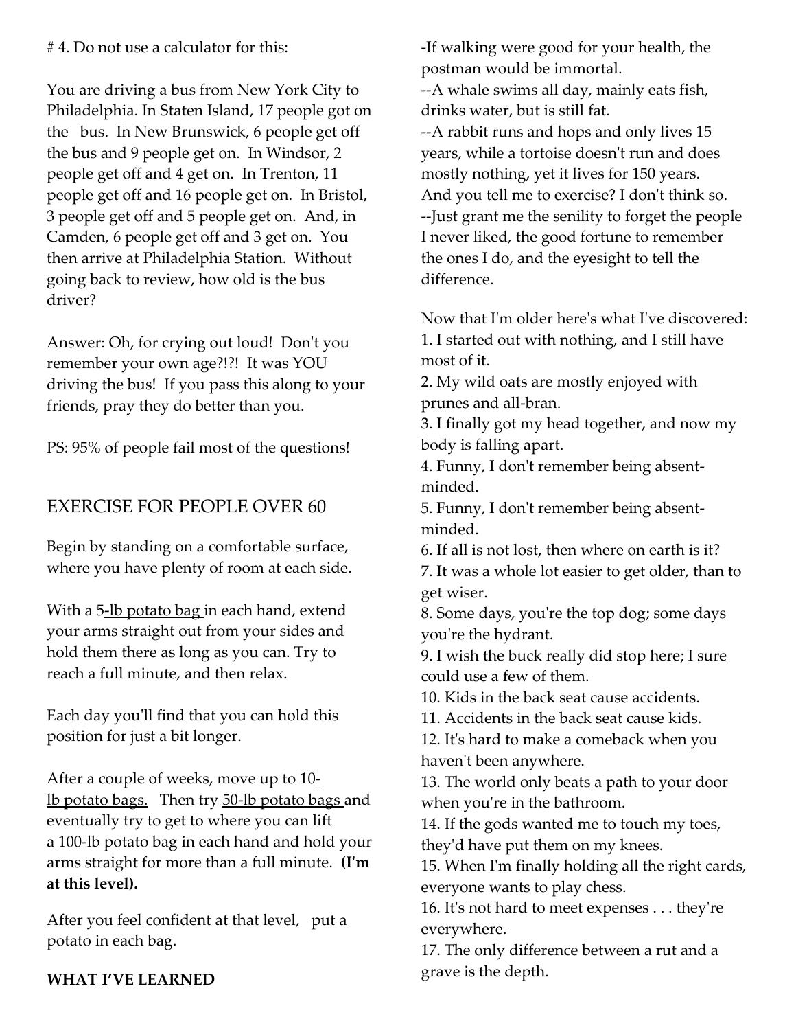# 4. Do not use a calculator for this:

You are driving a bus from New York City to Philadelphia. In Staten Island, 17 people got on the bus. In New Brunswick, 6 people get off the bus and 9 people get on. In Windsor, 2 people get off and 4 get on. In Trenton, 11 people get off and 16 people get on. In Bristol, 3 people get off and 5 people get on. And, in Camden, 6 people get off and 3 get on. You then arrive at Philadelphia Station. Without going back to review, how old is the bus driver?

Answer: Oh, for crying out loud! Don't you remember your own age?!?! It was YOU driving the bus! If you pass this along to your friends, pray they do better than you.

PS: 95% of people fail most of the questions!

## EXERCISE FOR PEOPLE OVER 60

Begin by standing on a comfortable surface, where you have plenty of room at each side.

With a 5-lb potato bag in each hand, extend your arms straight out from your sides and hold them there as long as you can. Try to reach a full minute, and then relax.

Each day you'll find that you can hold this position for just a bit longer.

After a couple of weeks, move up to 10-lb potato bags. Then try 50-lb potato bags and eventually try to get to where you can lift a 100-lb potato bag in each hand and hold your arms straight for more than a full minute. **(I'm at this level).**

After you feel confident at that level, put a potato in each bag.

**WHAT I'VE LEARNED**

-If walking were good for your health, the postman would be immortal.
--A whale swims all day, mainly eats fish, drinks water, but is still fat.
--A rabbit runs and hops and only lives 15 years, while a tortoise doesn't run and does mostly nothing, yet it lives for 150 years. And you tell me to exercise? I don't think so.
--Just grant me the senility to forget the people I never liked, the good fortune to remember the ones I do, and the eyesight to tell the difference.

Now that I'm older here's what I've discovered:
1. I started out with nothing, and I still have most of it.
2. My wild oats are mostly enjoyed with prunes and all-bran.
3. I finally got my head together, and now my body is falling apart.
4. Funny, I don't remember being absent-minded.
5. Funny, I don't remember being absent-minded.
6. If all is not lost, then where on earth is it?
7. It was a whole lot easier to get older, than to get wiser.
8. Some days, you're the top dog; some days you're the hydrant.
9. I wish the buck really did stop here; I sure could use a few of them.
10. Kids in the back seat cause accidents.
11. Accidents in the back seat cause kids.
12. It's hard to make a comeback when you haven't been anywhere.
13. The world only beats a path to your door when you're in the bathroom.
14. If the gods wanted me to touch my toes, they'd have put them on my knees.
15. When I'm finally holding all the right cards, everyone wants to play chess.
16. It's not hard to meet expenses . . . they're everywhere.
17. The only difference between a rut and a grave is the depth.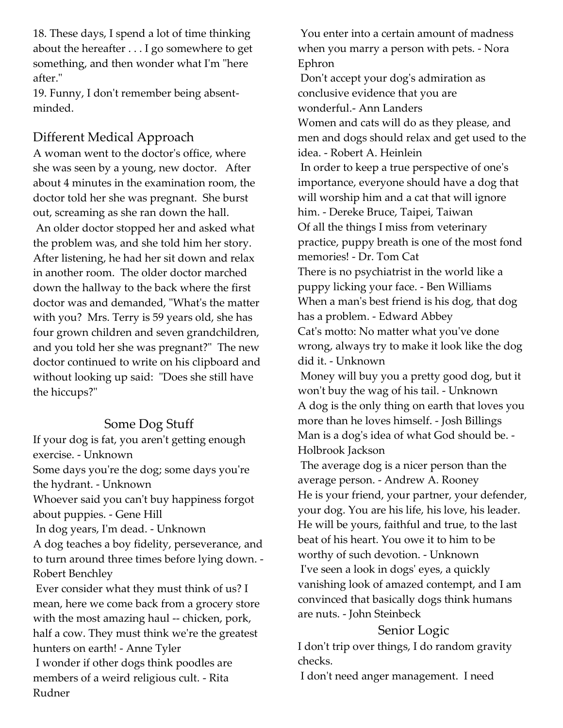18. These days, I spend a lot of time thinking about the hereafter . . . I go somewhere to get something, and then wonder what I'm "here after."

19. Funny, I don't remember being absent-minded.

## Different Medical Approach

A woman went to the doctor's office, where she was seen by a young, new doctor. After about 4 minutes in the examination room, the doctor told her she was pregnant. She burst out, screaming as she ran down the hall.

An older doctor stopped her and asked what the problem was, and she told him her story. After listening, he had her sit down and relax in another room. The older doctor marched down the hallway to the back where the first doctor was and demanded, "What's the matter with you? Mrs. Terry is 59 years old, she has four grown children and seven grandchildren, and you told her she was pregnant?" The new doctor continued to write on his clipboard and without looking up said: "Does she still have the hiccups?"

## Some Dog Stuff

If your dog is fat, you aren't getting enough exercise. - Unknown

Some days you're the dog; some days you're the hydrant. - Unknown

Whoever said you can't buy happiness forgot about puppies. - Gene Hill

In dog years, I'm dead. - Unknown

A dog teaches a boy fidelity, perseverance, and to turn around three times before lying down. - Robert Benchley

Ever consider what they must think of us? I mean, here we come back from a grocery store with the most amazing haul -- chicken, pork, half a cow. They must think we're the greatest hunters on earth! - Anne Tyler

I wonder if other dogs think poodles are members of a weird religious cult. - Rita Rudner

You enter into a certain amount of madness when you marry a person with pets. - Nora Ephron

Don't accept your dog's admiration as conclusive evidence that you are wonderful.- Ann Landers

Women and cats will do as they please, and men and dogs should relax and get used to the idea. - Robert A. Heinlein

In order to keep a true perspective of one's importance, everyone should have a dog that will worship him and a cat that will ignore him. - Dereke Bruce, Taipei, Taiwan

Of all the things I miss from veterinary practice, puppy breath is one of the most fond memories! - Dr. Tom Cat

There is no psychiatrist in the world like a puppy licking your face. - Ben Williams

When a man's best friend is his dog, that dog has a problem. - Edward Abbey

Cat's motto: No matter what you've done wrong, always try to make it look like the dog did it. - Unknown

Money will buy you a pretty good dog, but it won't buy the wag of his tail. - Unknown

A dog is the only thing on earth that loves you more than he loves himself. - Josh Billings

Man is a dog's idea of what God should be. - Holbrook Jackson

The average dog is a nicer person than the average person. - Andrew A. Rooney

He is your friend, your partner, your defender, your dog. You are his life, his love, his leader. He will be yours, faithful and true, to the last beat of his heart. You owe it to him to be worthy of such devotion. - Unknown

I've seen a look in dogs' eyes, a quickly vanishing look of amazed contempt, and I am convinced that basically dogs think humans are nuts. - John Steinbeck

## Senior Logic

I don't trip over things, I do random gravity checks.

I don't need anger management. I need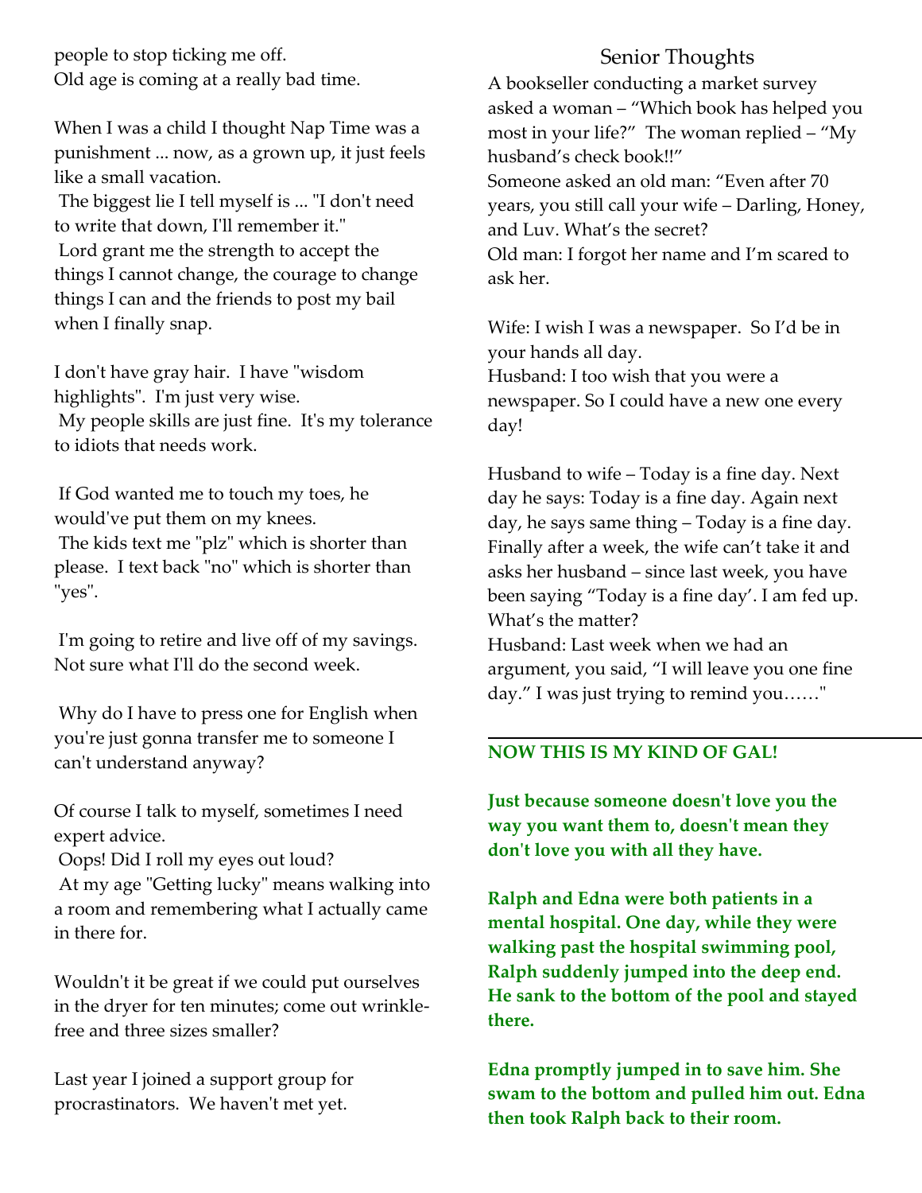people to stop ticking me off.
Old age is coming at a really bad time.

When I was a child I thought Nap Time was a punishment ... now, as a grown up, it just feels like a small vacation.

The biggest lie I tell myself is ... "I don't need to write that down, I'll remember it."

Lord grant me the strength to accept the things I cannot change, the courage to change things I can and the friends to post my bail when I finally snap.

I don't have gray hair. I have "wisdom highlights". I'm just very wise.

My people skills are just fine. It's my tolerance to idiots that needs work.

If God wanted me to touch my toes, he would've put them on my knees.

The kids text me "plz" which is shorter than please. I text back "no" which is shorter than "yes".

I'm going to retire and live off of my savings. Not sure what I'll do the second week.

Why do I have to press one for English when you're just gonna transfer me to someone I can't understand anyway?

Of course I talk to myself, sometimes I need expert advice.

Oops! Did I roll my eyes out loud?

At my age "Getting lucky" means walking into a room and remembering what I actually came in there for.

Wouldn't it be great if we could put ourselves in the dryer for ten minutes; come out wrinkle-free and three sizes smaller?

Last year I joined a support group for procrastinators. We haven't met yet.

## Senior Thoughts

A bookseller conducting a market survey asked a woman – "Which book has helped you most in your life?" The woman replied – "My husband's check book!!"

Someone asked an old man: "Even after 70 years, you still call your wife – Darling, Honey, and Luv. What's the secret?

Old man: I forgot her name and I'm scared to ask her.

Wife: I wish I was a newspaper. So I'd be in your hands all day.

Husband: I too wish that you were a newspaper. So I could have a new one every day!

Husband to wife – Today is a fine day. Next day he says: Today is a fine day. Again next day, he says same thing – Today is a fine day. Finally after a week, the wife can't take it and asks her husband – since last week, you have been saying "Today is a fine day'. I am fed up. What's the matter?

Husband: Last week when we had an argument, you said, "I will leave you one fine day." I was just trying to remind you……"

---

**NOW THIS IS MY KIND OF GAL!**

**Just because someone doesn't love you the way you want them to, doesn't mean they don't love you with all they have.**

**Ralph and Edna were both patients in a mental hospital. One day, while they were walking past the hospital swimming pool, Ralph suddenly jumped into the deep end. He sank to the bottom of the pool and stayed there.**

**Edna promptly jumped in to save him. She swam to the bottom and pulled him out. Edna then took Ralph back to their room.**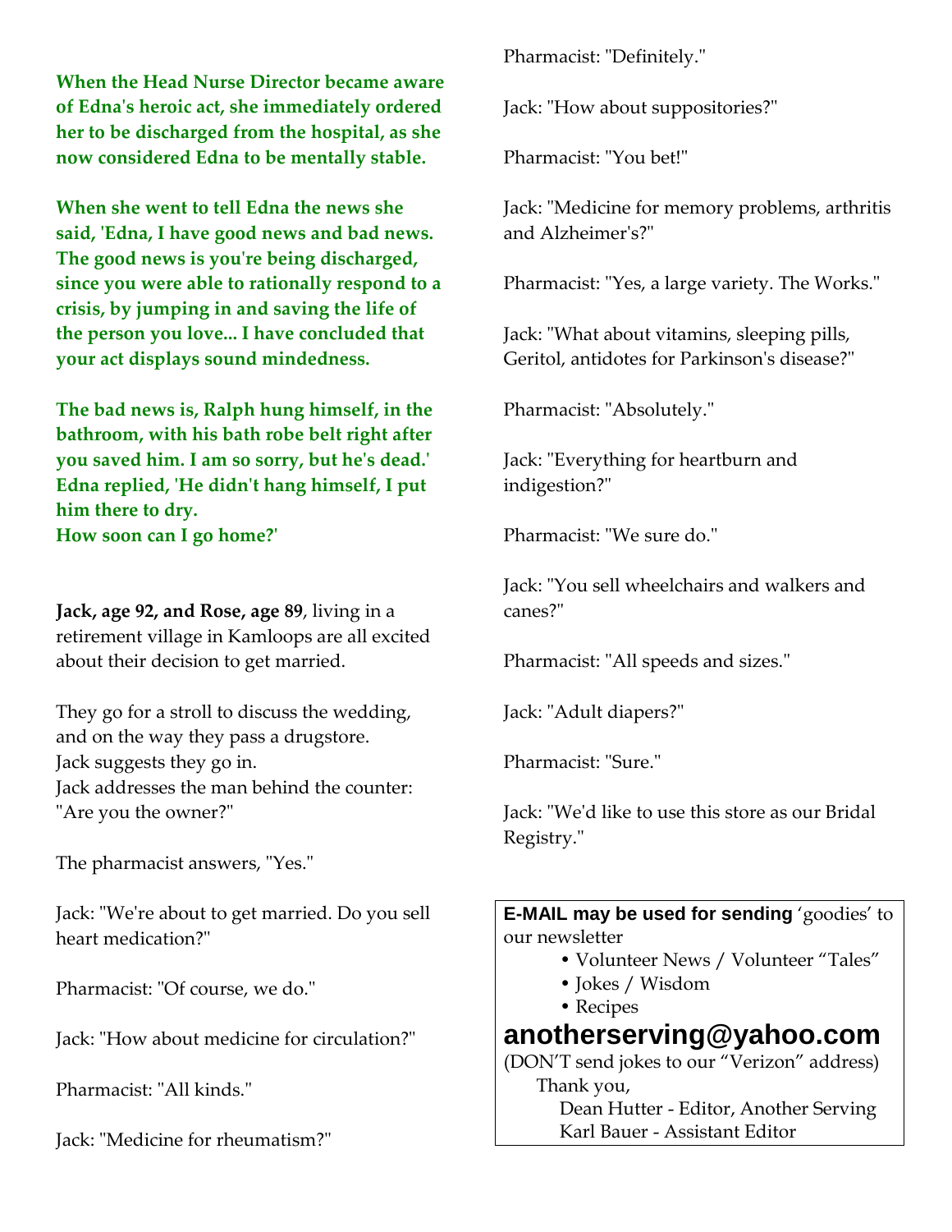**When the Head Nurse Director became aware of Edna's heroic act, she immediately ordered her to be discharged from the hospital, as she now considered Edna to be mentally stable.**

**When she went to tell Edna the news she said, 'Edna, I have good news and bad news. The good news is you're being discharged, since you were able to rationally respond to a crisis, by jumping in and saving the life of the person you love... I have concluded that your act displays sound mindedness.**

**The bad news is, Ralph hung himself, in the bathroom, with his bath robe belt right after you saved him. I am so sorry, but he's dead.' Edna replied, 'He didn't hang himself, I put him there to dry.**
**How soon can I go home?'**

**Jack, age 92, and Rose, age 89**, living in a retirement village in Kamloops are all excited about their decision to get married.

They go for a stroll to discuss the wedding, and on the way they pass a drugstore.
Jack suggests they go in.
Jack addresses the man behind the counter: "Are you the owner?"

The pharmacist answers, "Yes."

Jack: "We're about to get married. Do you sell heart medication?"

Pharmacist: "Of course, we do."

Jack: "How about medicine for circulation?"

Pharmacist: "All kinds."

Jack: "Medicine for rheumatism?"

Pharmacist: "Definitely."

Jack: "How about suppositories?"

Pharmacist: "You bet!"

Jack: "Medicine for memory problems, arthritis and Alzheimer's?"

Pharmacist: "Yes, a large variety. The Works."

Jack: "What about vitamins, sleeping pills, Geritol, antidotes for Parkinson's disease?"

Pharmacist: "Absolutely."

Jack: "Everything for heartburn and indigestion?"

Pharmacist: "We sure do."

Jack: "You sell wheelchairs and walkers and canes?"

Pharmacist: "All speeds and sizes."

Jack: "Adult diapers?"

Pharmacist: "Sure."

Jack: "We'd like to use this store as our Bridal Registry."

**E-MAIL may be used for sending** 'goodies' to our newsletter

- Volunteer News / Volunteer "Tales"
- Jokes / Wisdom
- Recipes

**anotherserving@yahoo.com**

(DON'T send jokes to our "Verizon" address)

Thank you,

Dean Hutter - Editor, Another Serving
Karl Bauer - Assistant Editor